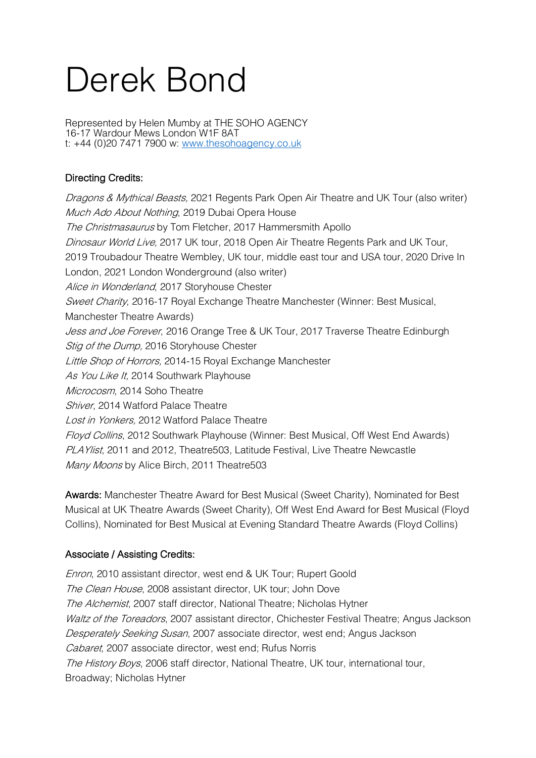# Derek Bond

Represented by Helen Mumby at THE SOHO AGENCY
16-17 Wardour Mews London W1F 8AT
t: +44 (0)20 7471 7900 w: [www.thesohoagency.co.uk](http://www.thesohoagency.co.uk)

## Directing Credits:

*Dragons & Mythical Beasts,* 2021 Regents Park Open Air Theatre and UK Tour (also writer)
*Much Ado About Nothing*, 2019 Dubai Opera House
*The Christmasaurus* by Tom Fletcher, 2017 Hammersmith Apollo
*Dinosaur World Live,* 2017 UK tour, 2018 Open Air Theatre Regents Park and UK Tour, 2019 Troubadour Theatre Wembley, UK tour, middle east tour and USA tour, 2020 Drive In London, 2021 London Wonderground (also writer)
*Alice in Wonderland*, 2017 Storyhouse Chester
*Sweet Charity*, 2016-17 Royal Exchange Theatre Manchester (Winner: Best Musical, Manchester Theatre Awards)
*Jess and Joe Forever*, 2016 Orange Tree & UK Tour, 2017 Traverse Theatre Edinburgh
*Stig of the Dump,* 2016 Storyhouse Chester
*Little Shop of Horrors,* 2014-15 Royal Exchange Manchester
*As You Like It,* 2014 Southwark Playhouse
*Microcosm*, 2014 Soho Theatre
*Shiver*, 2014 Watford Palace Theatre
*Lost in Yonkers,* 2012 Watford Palace Theatre
*Floyd Collins*, 2012 Southwark Playhouse (Winner: Best Musical, Off West End Awards)
*PLAYlist*, 2011 and 2012, Theatre503, Latitude Festival, Live Theatre Newcastle
*Many Moons* by Alice Birch, 2011 Theatre503

**Awards:** Manchester Theatre Award for Best Musical (Sweet Charity), Nominated for Best Musical at UK Theatre Awards (Sweet Charity), Off West End Award for Best Musical (Floyd Collins), Nominated for Best Musical at Evening Standard Theatre Awards (Floyd Collins)

## Associate / Assisting Credits:

*Enron*, 2010 assistant director, west end & UK Tour; Rupert Goold
*The Clean House*, 2008 assistant director, UK tour; John Dove
*The Alchemist*, 2007 staff director, National Theatre; Nicholas Hytner
*Waltz of the Toreadors*, 2007 assistant director, Chichester Festival Theatre; Angus Jackson
*Desperately Seeking Susan*, 2007 associate director, west end; Angus Jackson
*Cabaret*, 2007 associate director, west end; Rufus Norris
*The History Boys*, 2006 staff director, National Theatre, UK tour, international tour, Broadway; Nicholas Hytner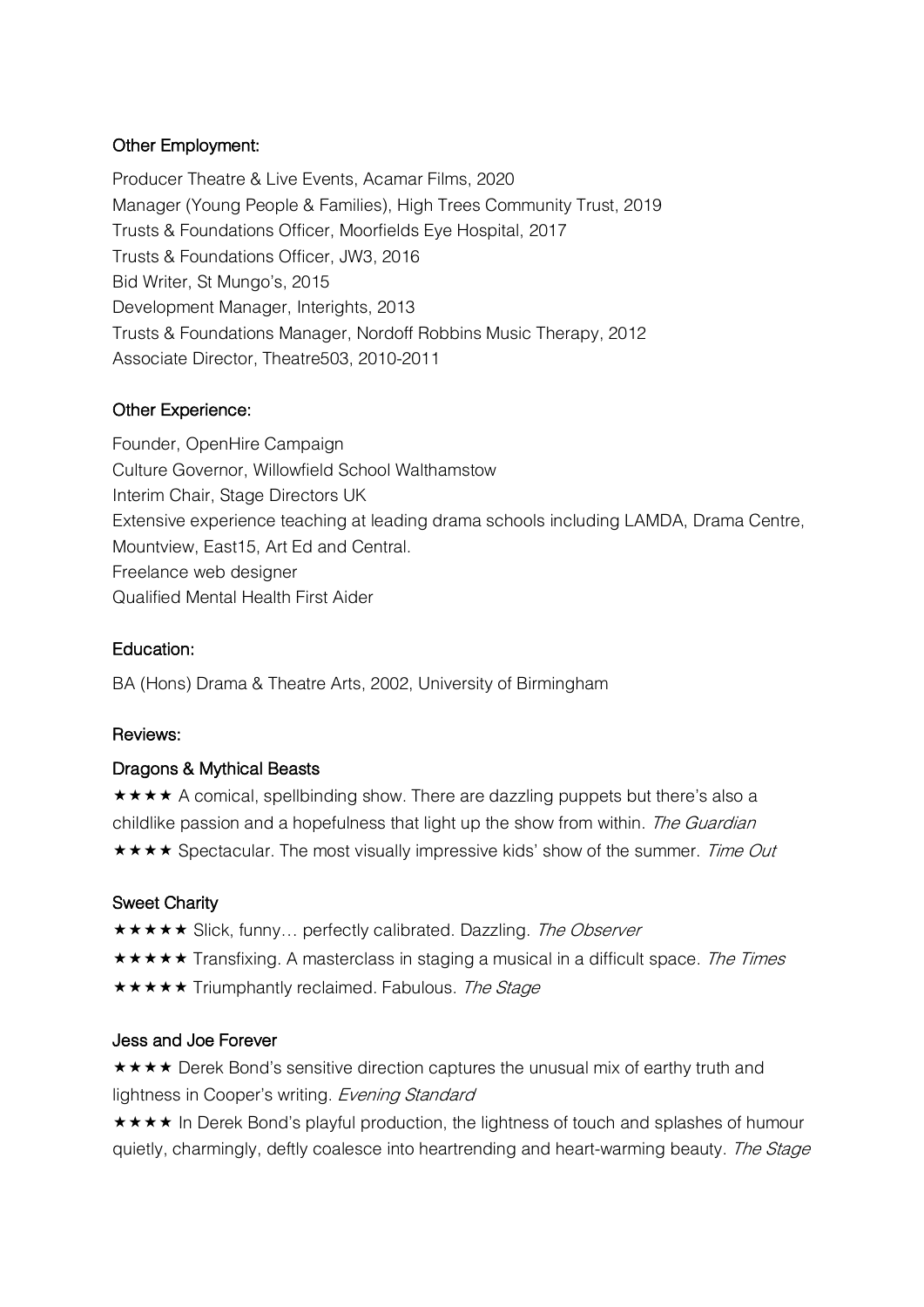## Other Employment:

Producer Theatre & Live Events, Acamar Films, 2020
Manager (Young People & Families), High Trees Community Trust, 2019
Trusts & Foundations Officer, Moorfields Eye Hospital, 2017
Trusts & Foundations Officer, JW3, 2016
Bid Writer, St Mungo's, 2015
Development Manager, Interights, 2013
Trusts & Foundations Manager, Nordoff Robbins Music Therapy, 2012
Associate Director, Theatre503, 2010-2011

## Other Experience:

Founder, OpenHire Campaign
Culture Governor, Willowfield School Walthamstow
Interim Chair, Stage Directors UK
Extensive experience teaching at leading drama schools including LAMDA, Drama Centre, Mountview, East15, Art Ed and Central.
Freelance web designer
Qualified Mental Health First Aider

## Education:

BA (Hons) Drama & Theatre Arts, 2002, University of Birmingham

## Reviews:

### Dragons & Mythical Beasts

★★★★ A comical, spellbinding show. There are dazzling puppets but there's also a childlike passion and a hopefulness that light up the show from within. *The Guardian*
★★★★ Spectacular. The most visually impressive kids' show of the summer. *Time Out*

### Sweet Charity

★★★★★ Slick, funny… perfectly calibrated. Dazzling. *The Observer*
★★★★★ Transfixing. A masterclass in staging a musical in a difficult space. *The Times*
★★★★★ Triumphantly reclaimed. Fabulous. *The Stage*

### Jess and Joe Forever

★★★★ Derek Bond's sensitive direction captures the unusual mix of earthy truth and lightness in Cooper's writing. *Evening Standard*
★★★★ In Derek Bond's playful production, the lightness of touch and splashes of humour quietly, charmingly, deftly coalesce into heartrending and heart-warming beauty. *The Stage*